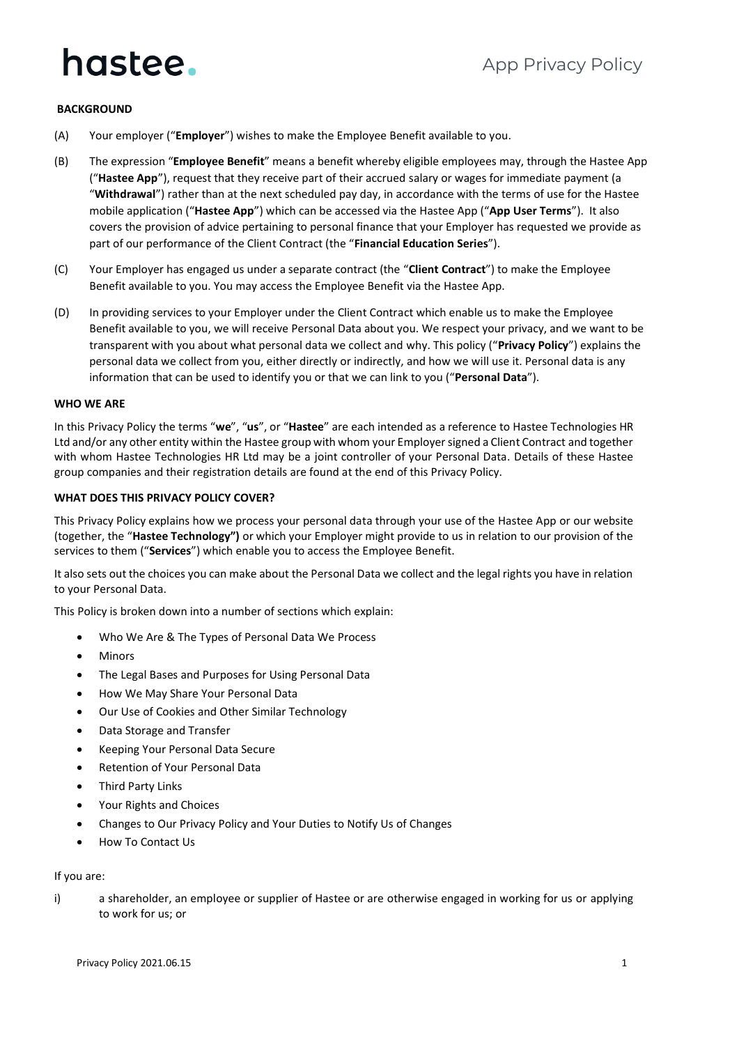# hastee.

## App Privacy Policy

**BACKGROUND**

(A) Your employer ("**Employer**") wishes to make the Employee Benefit available to you.

(B) The expression "**Employee Benefit**" means a benefit whereby eligible employees may, through the Hastee App ("**Hastee App**"), request that they receive part of their accrued salary or wages for immediate payment (a "**Withdrawal**") rather than at the next scheduled pay day, in accordance with the terms of use for the Hastee mobile application ("**Hastee App**") which can be accessed via the Hastee App ("**App User Terms**"). It also covers the provision of advice pertaining to personal finance that your Employer has requested we provide as part of our performance of the Client Contract (the "**Financial Education Series**").

(C) Your Employer has engaged us under a separate contract (the "**Client Contract**") to make the Employee Benefit available to you. You may access the Employee Benefit via the Hastee App.

(D) In providing services to your Employer under the Client Contract which enable us to make the Employee Benefit available to you, we will receive Personal Data about you. We respect your privacy, and we want to be transparent with you about what personal data we collect and why. This policy ("**Privacy Policy**") explains the personal data we collect from you, either directly or indirectly, and how we will use it. Personal data is any information that can be used to identify you or that we can link to you ("**Personal Data**").

**WHO WE ARE**

In this Privacy Policy the terms "**we**", "**us**", or "**Hastee**" are each intended as a reference to Hastee Technologies HR Ltd and/or any other entity within the Hastee group with whom your Employer signed a Client Contract and together with whom Hastee Technologies HR Ltd may be a joint controller of your Personal Data. Details of these Hastee group companies and their registration details are found at the end of this Privacy Policy.

**WHAT DOES THIS PRIVACY POLICY COVER?**

This Privacy Policy explains how we process your personal data through your use of the Hastee App or our website (together, the "**Hastee Technology")** or which your Employer might provide to us in relation to our provision of the services to them ("**Services**") which enable you to access the Employee Benefit.

It also sets out the choices you can make about the Personal Data we collect and the legal rights you have in relation to your Personal Data.

This Policy is broken down into a number of sections which explain:

- Who We Are & The Types of Personal Data We Process
- Minors
- The Legal Bases and Purposes for Using Personal Data
- How We May Share Your Personal Data
- Our Use of Cookies and Other Similar Technology
- Data Storage and Transfer
- Keeping Your Personal Data Secure
- Retention of Your Personal Data
- Third Party Links
- Your Rights and Choices
- Changes to Our Privacy Policy and Your Duties to Notify Us of Changes
- How To Contact Us

If you are:

i) a shareholder, an employee or supplier of Hastee or are otherwise engaged in working for us or applying to work for us; or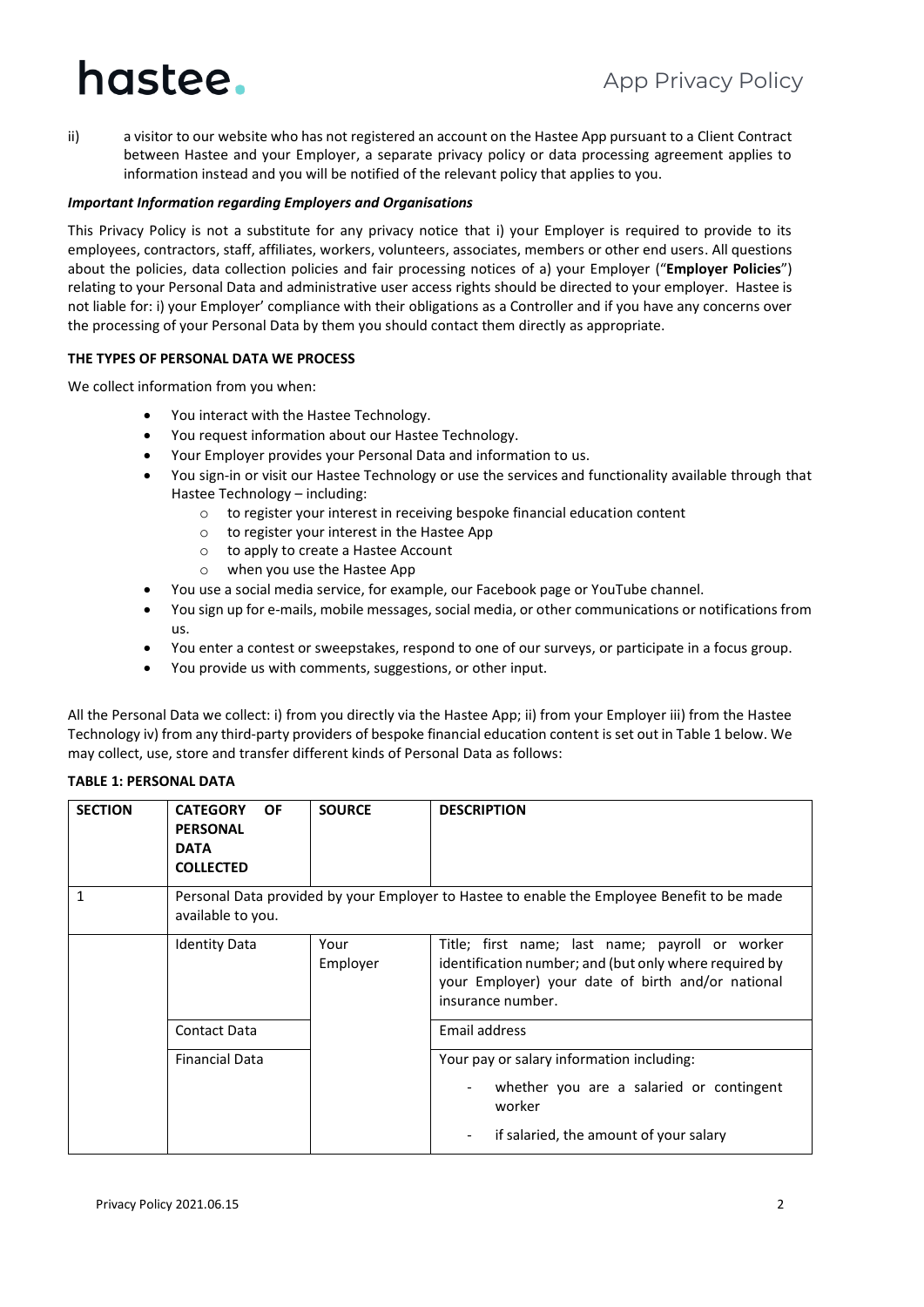ii) a visitor to our website who has not registered an account on the Hastee App pursuant to a Client Contract between Hastee and your Employer, a separate privacy policy or data processing agreement applies to information instead and you will be notified of the relevant policy that applies to you.

***Important Information regarding Employers and Organisations***

This Privacy Policy is not a substitute for any privacy notice that i) your Employer is required to provide to its employees, contractors, staff, affiliates, workers, volunteers, associates, members or other end users. All questions about the policies, data collection policies and fair processing notices of a) your Employer ("**Employer Policies**") relating to your Personal Data and administrative user access rights should be directed to your employer. Hastee is not liable for: i) your Employer' compliance with their obligations as a Controller and if you have any concerns over the processing of your Personal Data by them you should contact them directly as appropriate.

**THE TYPES OF PERSONAL DATA WE PROCESS**

We collect information from you when:

- You interact with the Hastee Technology.
- You request information about our Hastee Technology.
- Your Employer provides your Personal Data and information to us.
- You sign-in or visit our Hastee Technology or use the services and functionality available through that Hastee Technology – including:
  - to register your interest in receiving bespoke financial education content
  - to register your interest in the Hastee App
  - to apply to create a Hastee Account
  - when you use the Hastee App
- You use a social media service, for example, our Facebook page or YouTube channel.
- You sign up for e-mails, mobile messages, social media, or other communications or notifications from us.
- You enter a contest or sweepstakes, respond to one of our surveys, or participate in a focus group.
- You provide us with comments, suggestions, or other input.

All the Personal Data we collect: i) from you directly via the Hastee App; ii) from your Employer iii) from the Hastee Technology iv) from any third-party providers of bespoke financial education content is set out in Table 1 below. We may collect, use, store and transfer different kinds of Personal Data as follows:

**TABLE 1: PERSONAL DATA**

| SECTION | CATEGORY OF PERSONAL DATA COLLECTED | SOURCE | DESCRIPTION |
|---|---|---|---|
| 1 | Personal Data provided by your Employer to Hastee to enable the Employee Benefit to be made available to you. | | |
| | Identity Data | Your Employer | Title; first name; last name; payroll or worker identification number; and (but only where required by your Employer) your date of birth and/or national insurance number. |
| | Contact Data | | Email address |
| | Financial Data | | Your pay or salary information including:<br>- whether you are a salaried or contingent worker<br>- if salaried, the amount of your salary |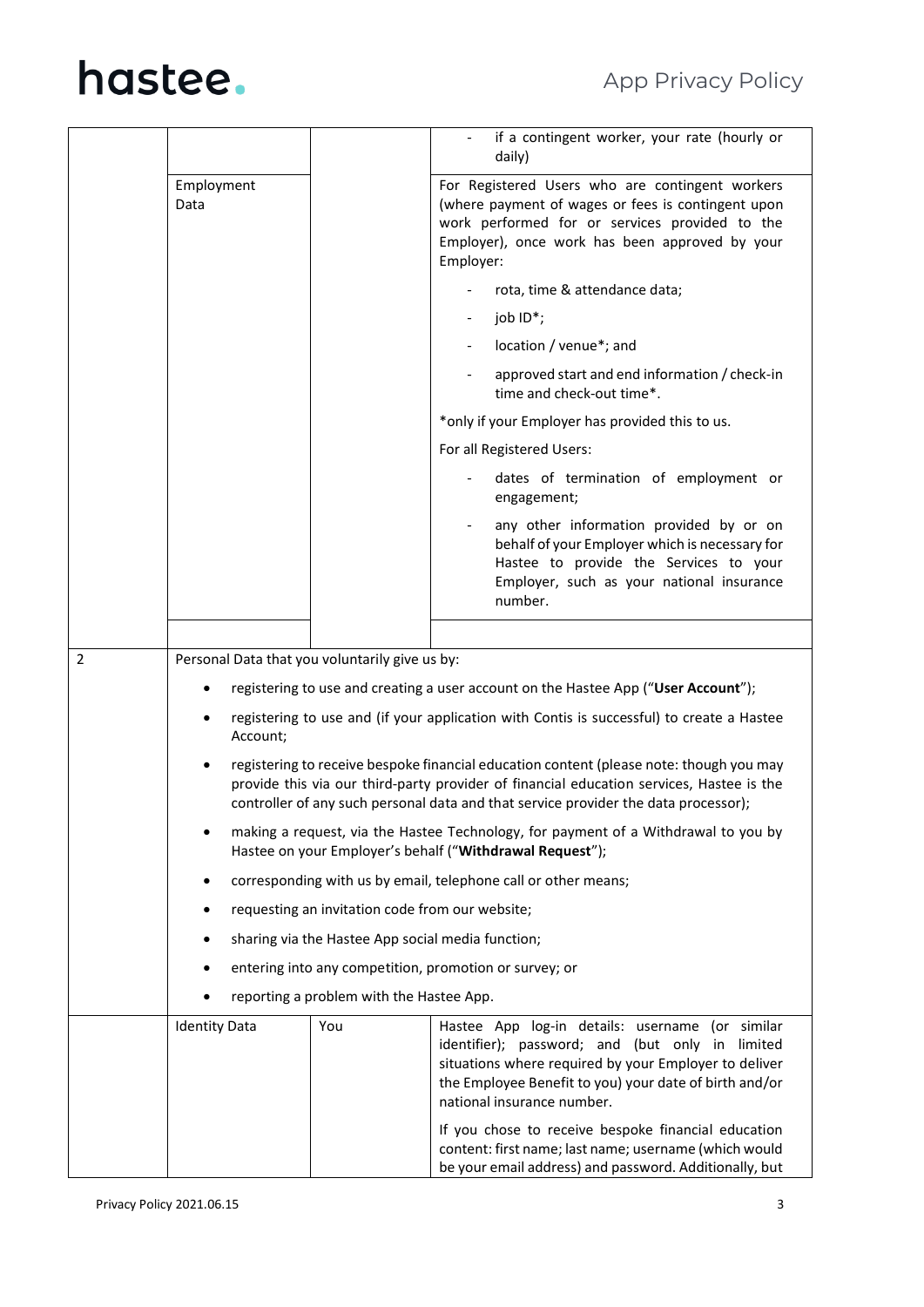| | | | |
|---|---|---|---|
| | | | - if a contingent worker, your rate (hourly or daily) |
| | Employment Data | | For Registered Users who are contingent workers (where payment of wages or fees is contingent upon work performed for or services provided to the Employer), once work has been approved by your Employer:<br><br>- rota, time & attendance data;<br>- job ID*;<br>- location / venue*; and<br>- approved start and end information / check-in time and check-out time*.<br><br>*only if your Employer has provided this to us.<br><br>For all Registered Users:<br><br>- dates of termination of employment or engagement;<br>- any other information provided by or on behalf of your Employer which is necessary for Hastee to provide the Services to your Employer, such as your national insurance number. |
| | | | |
| 2 | Personal Data that you voluntarily give us by:<br><br>• registering to use and creating a user account on the Hastee App ("**User Account**");<br>• registering to use and (if your application with Contis is successful) to create a Hastee Account;<br>• registering to receive bespoke financial education content (please note: though you may provide this via our third-party provider of financial education services, Hastee is the controller of any such personal data and that service provider the data processor);<br>• making a request, via the Hastee Technology, for payment of a Withdrawal to you by Hastee on your Employer's behalf ("**Withdrawal Request**");<br>• corresponding with us by email, telephone call or other means;<br>• requesting an invitation code from our website;<br>• sharing via the Hastee App social media function;<br>• entering into any competition, promotion or survey; or<br>• reporting a problem with the Hastee App. | | |
| | Identity Data | You | Hastee App log-in details: username (or similar identifier); password; and (but only in limited situations where required by your Employer to deliver the Employee Benefit to you) your date of birth and/or national insurance number.<br><br>If you chose to receive bespoke financial education content: first name; last name; username (which would be your email address) and password. Additionally, but |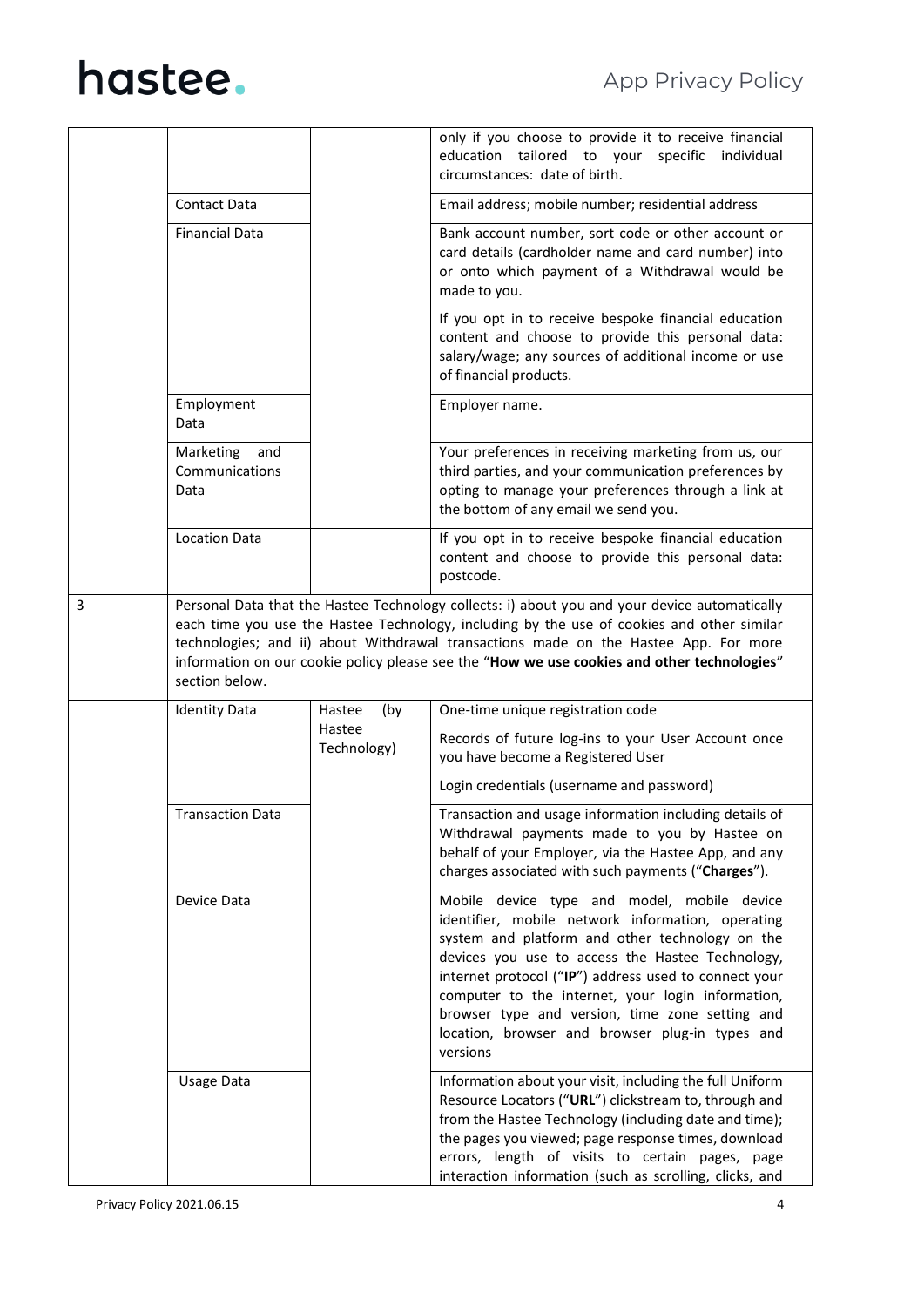| | | | |
|---|---|---|---|
| | | | only if you choose to provide it to receive financial education tailored to your specific individual circumstances: date of birth. |
| | Contact Data | | Email address; mobile number; residential address |
| | Financial Data | | Bank account number, sort code or other account or card details (cardholder name and card number) into or onto which payment of a Withdrawal would be made to you.<br><br>If you opt in to receive bespoke financial education content and choose to provide this personal data: salary/wage; any sources of additional income or use of financial products. |
| | Employment Data | | Employer name. |
| | Marketing and Communications Data | | Your preferences in receiving marketing from us, our third parties, and your communication preferences by opting to manage your preferences through a link at the bottom of any email we send you. |
| | Location Data | | If you opt in to receive bespoke financial education content and choose to provide this personal data: postcode. |
| 3 | Personal Data that the Hastee Technology collects: i) about you and your device automatically each time you use the Hastee Technology, including by the use of cookies and other similar technologies; and ii) about Withdrawal transactions made on the Hastee App. For more information on our cookie policy please see the "**How we use cookies and other technologies**" section below. | | |
| | Identity Data | Hastee (by Hastee Technology) | One-time unique registration code<br><br>Records of future log-ins to your User Account once you have become a Registered User<br><br>Login credentials (username and password) |
| | Transaction Data | | Transaction and usage information including details of Withdrawal payments made to you by Hastee on behalf of your Employer, via the Hastee App, and any charges associated with such payments ("**Charges**"). |
| | Device Data | | Mobile device type and model, mobile device identifier, mobile network information, operating system and platform and other technology on the devices you use to access the Hastee Technology, internet protocol ("**IP**") address used to connect your computer to the internet, your login information, browser type and version, time zone setting and location, browser and browser plug-in types and versions |
| | Usage Data | | Information about your visit, including the full Uniform Resource Locators ("**URL**") clickstream to, through and from the Hastee Technology (including date and time); the pages you viewed; page response times, download errors, length of visits to certain pages, page interaction information (such as scrolling, clicks, and |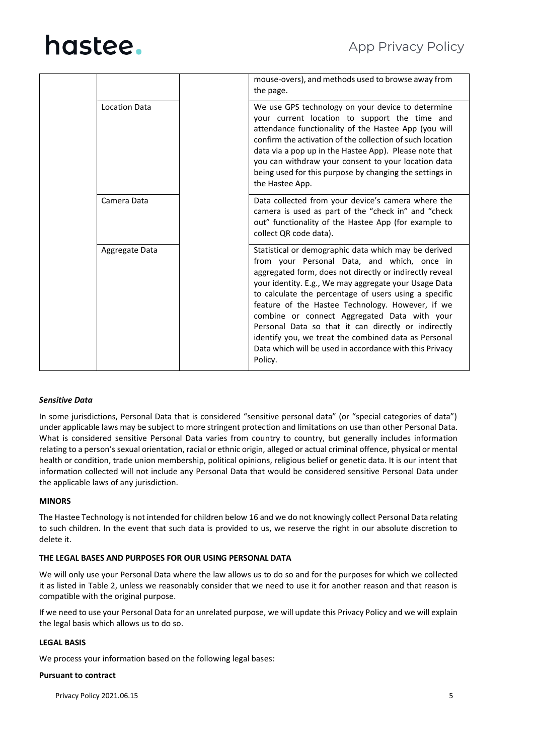| | | | |
|---|---|---|---|
| | | | mouse-overs), and methods used to browse away from the page. |
| | Location Data | | We use GPS technology on your device to determine your current location to support the time and attendance functionality of the Hastee App (you will confirm the activation of the collection of such location data via a pop up in the Hastee App). Please note that you can withdraw your consent to your location data being used for this purpose by changing the settings in the Hastee App. |
| | Camera Data | | Data collected from your device's camera where the camera is used as part of the "check in" and "check out" functionality of the Hastee App (for example to collect QR code data). |
| | Aggregate Data | | Statistical or demographic data which may be derived from your Personal Data, and which, once in aggregated form, does not directly or indirectly reveal your identity. E.g., We may aggregate your Usage Data to calculate the percentage of users using a specific feature of the Hastee Technology. However, if we combine or connect Aggregated Data with your Personal Data so that it can directly or indirectly identify you, we treat the combined data as Personal Data which will be used in accordance with this Privacy Policy. |

***Sensitive Data***

In some jurisdictions, Personal Data that is considered "sensitive personal data" (or "special categories of data") under applicable laws may be subject to more stringent protection and limitations on use than other Personal Data. What is considered sensitive Personal Data varies from country to country, but generally includes information relating to a person's sexual orientation, racial or ethnic origin, alleged or actual criminal offence, physical or mental health or condition, trade union membership, political opinions, religious belief or genetic data. It is our intent that information collected will not include any Personal Data that would be considered sensitive Personal Data under the applicable laws of any jurisdiction.

**MINORS**

The Hastee Technology is not intended for children below 16 and we do not knowingly collect Personal Data relating to such children. In the event that such data is provided to us, we reserve the right in our absolute discretion to delete it.

**THE LEGAL BASES AND PURPOSES FOR OUR USING PERSONAL DATA**

We will only use your Personal Data where the law allows us to do so and for the purposes for which we collected it as listed in Table 2, unless we reasonably consider that we need to use it for another reason and that reason is compatible with the original purpose.

If we need to use your Personal Data for an unrelated purpose, we will update this Privacy Policy and we will explain the legal basis which allows us to do so.

**LEGAL BASIS**

We process your information based on the following legal bases:

**Pursuant to contract**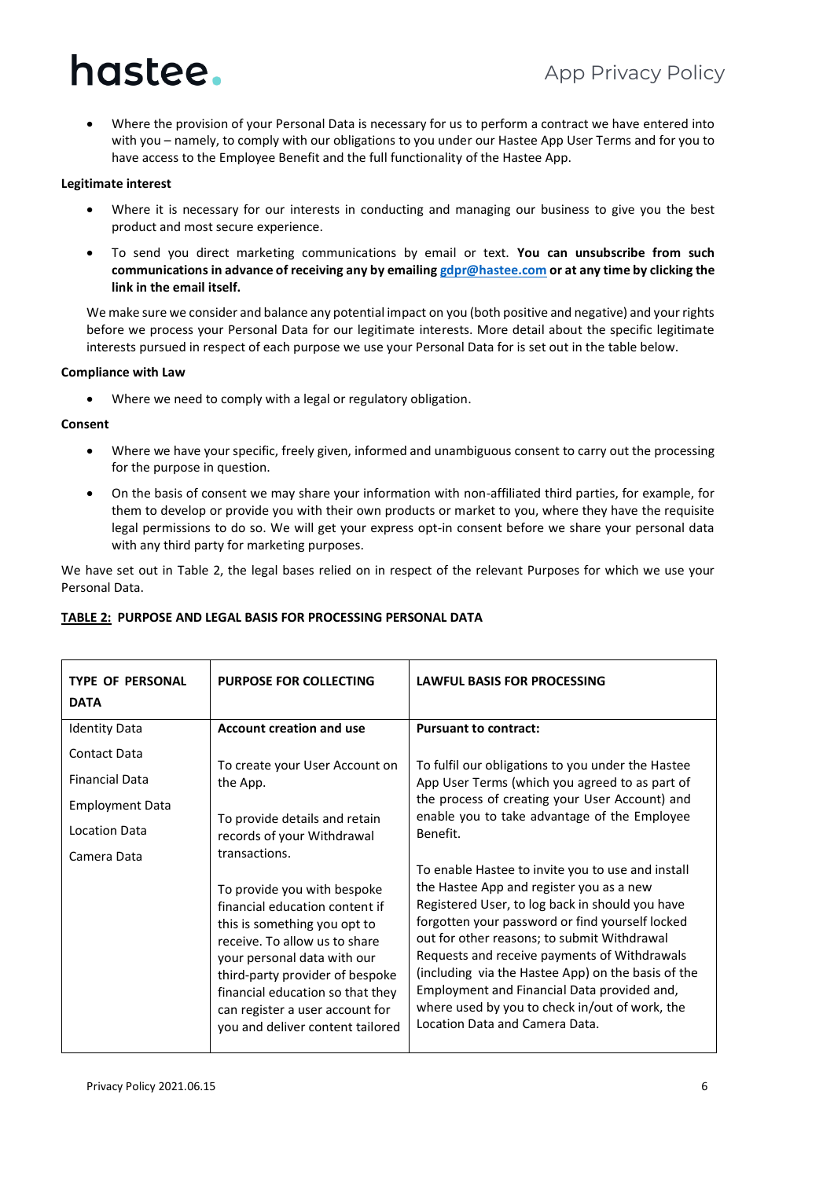- Where the provision of your Personal Data is necessary for us to perform a contract we have entered into with you – namely, to comply with our obligations to you under our Hastee App User Terms and for you to have access to the Employee Benefit and the full functionality of the Hastee App.

**Legitimate interest**

- Where it is necessary for our interests in conducting and managing our business to give you the best product and most secure experience.
- To send you direct marketing communications by email or text. **You can unsubscribe from such communications in advance of receiving any by emailing gdpr@hastee.com or at any time by clicking the link in the email itself.**

We make sure we consider and balance any potential impact on you (both positive and negative) and your rights before we process your Personal Data for our legitimate interests. More detail about the specific legitimate interests pursued in respect of each purpose we use your Personal Data for is set out in the table below.

**Compliance with Law**

- Where we need to comply with a legal or regulatory obligation.

**Consent**

- Where we have your specific, freely given, informed and unambiguous consent to carry out the processing for the purpose in question.
- On the basis of consent we may share your information with non-affiliated third parties, for example, for them to develop or provide you with their own products or market to you, where they have the requisite legal permissions to do so. We will get your express opt-in consent before we share your personal data with any third party for marketing purposes.

We have set out in Table 2, the legal bases relied on in respect of the relevant Purposes for which we use your Personal Data.

**TABLE 2: PURPOSE AND LEGAL BASIS FOR PROCESSING PERSONAL DATA**

| TYPE OF PERSONAL DATA | PURPOSE FOR COLLECTING | LAWFUL BASIS FOR PROCESSING |
| --- | --- | --- |
| Identity Data<br>Contact Data<br>Financial Data<br>Employment Data<br>Location Data<br>Camera Data | **Account creation and use**<br><br>To create your User Account on the App.<br><br>To provide details and retain records of your Withdrawal transactions.<br><br>To provide you with bespoke financial education content if this is something you opt to receive. To allow us to share your personal data with our third-party provider of bespoke financial education so that they can register a user account for you and deliver content tailored | **Pursuant to contract:**<br><br>To fulfil our obligations to you under the Hastee App User Terms (which you agreed to as part of the process of creating your User Account) and enable you to take advantage of the Employee Benefit.<br><br>To enable Hastee to invite you to use and install the Hastee App and register you as a new Registered User, to log back in should you have forgotten your password or find yourself locked out for other reasons; to submit Withdrawal Requests and receive payments of Withdrawals (including via the Hastee App) on the basis of the Employment and Financial Data provided and, where used by you to check in/out of work, the Location Data and Camera Data. |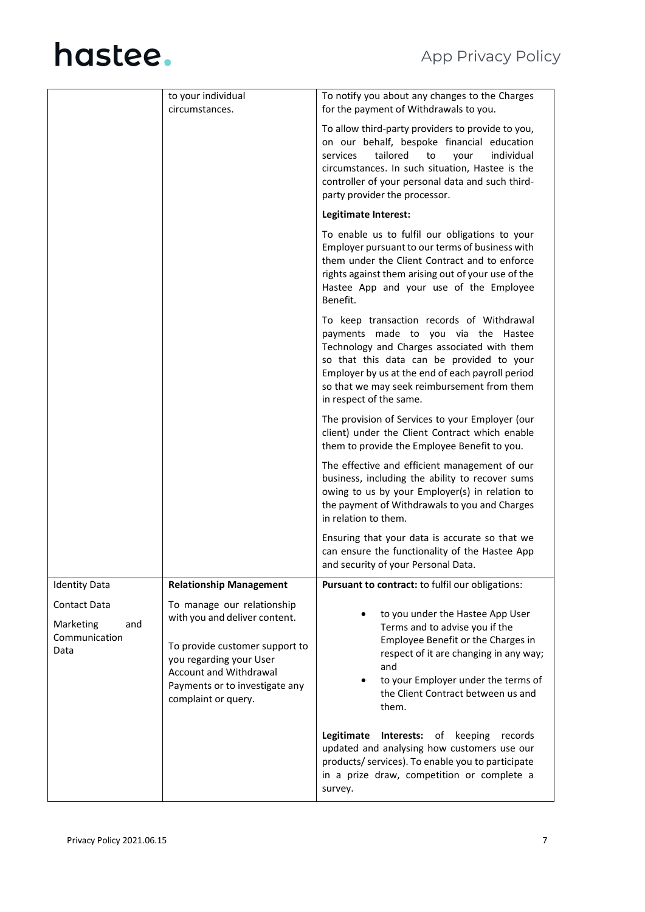| | | |
|---|---|---|
| | to your individual circumstances. | To notify you about any changes to the Charges for the payment of Withdrawals to you.<br><br>To allow third-party providers to provide to you, on our behalf, bespoke financial education services tailored to your individual circumstances. In such situation, Hastee is the controller of your personal data and such third-party provider the processor.<br><br>**Legitimate Interest:**<br><br>To enable us to fulfil our obligations to your Employer pursuant to our terms of business with them under the Client Contract and to enforce rights against them arising out of your use of the Hastee App and your use of the Employee Benefit.<br><br>To keep transaction records of Withdrawal payments made to you via the Hastee Technology and Charges associated with them so that this data can be provided to your Employer by us at the end of each payroll period so that we may seek reimbursement from them in respect of the same.<br><br>The provision of Services to your Employer (our client) under the Client Contract which enable them to provide the Employee Benefit to you.<br><br>The effective and efficient management of our business, including the ability to recover sums owing to us by your Employer(s) in relation to the payment of Withdrawals to you and Charges in relation to them.<br><br>Ensuring that your data is accurate so that we can ensure the functionality of the Hastee App and security of your Personal Data. |
| Identity Data<br><br>Contact Data<br><br>Marketing and Communication Data | **Relationship Management**<br><br>To manage our relationship with you and deliver content.<br><br>To provide customer support to you regarding your User Account and Withdrawal Payments or to investigate any complaint or query. | **Pursuant to contract:** to fulfil our obligations:<br><br>• to you under the Hastee App User Terms and to advise you if the Employee Benefit or the Charges in respect of it are changing in any way; and<br>• to your Employer under the terms of the Client Contract between us and them.<br><br>**Legitimate Interests:** of keeping records updated and analysing how customers use our products/ services). To enable you to participate in a prize draw, competition or complete a survey. |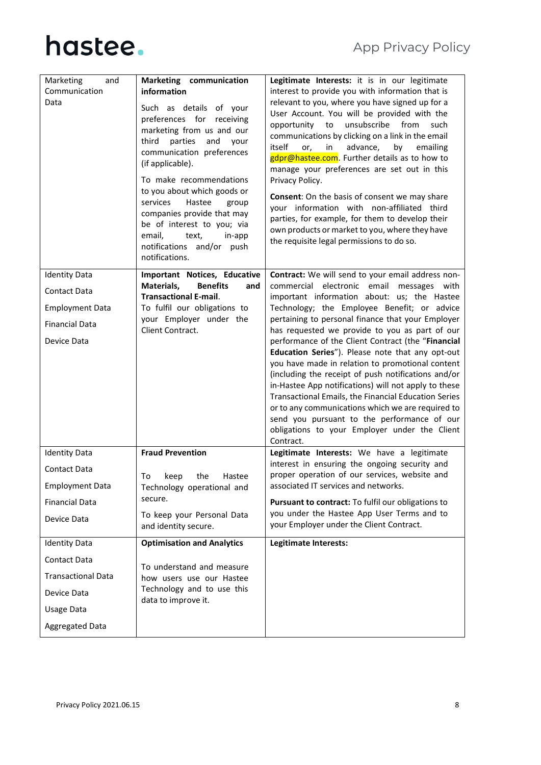| Marketing and Communication Data | **Marketing communication information**<br><br>Such as details of your preferences for receiving marketing from us and our third parties and your communication preferences (if applicable).<br><br>To make recommendations to you about which goods or services Hastee group companies provide that may be of interest to you; via email, text, in-app notifications and/or push notifications. | **Legitimate Interests:** it is in our legitimate interest to provide you with information that is relevant to you, where you have signed up for a User Account. You will be provided with the opportunity to unsubscribe from such communications by clicking on a link in the email itself or, in advance, by emailing gdpr@hastee.com. Further details as to how to manage your preferences are set out in this Privacy Policy.<br><br>**Consent**: On the basis of consent we may share your information with non-affiliated third parties, for example, for them to develop their own products or market to you, where they have the requisite legal permissions to do so. |
|---|---|---|
| Identity Data<br><br>Contact Data<br><br>Employment Data<br><br>Financial Data<br><br>Device Data | **Important Notices, Educative Materials, Benefits and Transactional E-mail**.<br>To fulfil our obligations to your Employer under the Client Contract. | **Contract:** We will send to your email address non-commercial electronic email messages with important information about: us; the Hastee Technology; the Employee Benefit; or advice pertaining to personal finance that your Employer has requested we provide to you as part of our performance of the Client Contract (the "**Financial Education Series**"). Please note that any opt-out you have made in relation to promotional content (including the receipt of push notifications and/or in-Hastee App notifications) will not apply to these Transactional Emails, the Financial Education Series or to any communications which we are required to send you pursuant to the performance of our obligations to your Employer under the Client Contract. |
| Identity Data<br><br>Contact Data<br><br>Employment Data<br><br>Financial Data<br><br>Device Data | **Fraud Prevention**<br><br>To keep the Hastee Technology operational and secure.<br><br>To keep your Personal Data and identity secure. | **Legitimate Interests:** We have a legitimate interest in ensuring the ongoing security and proper operation of our services, website and associated IT services and networks.<br><br>**Pursuant to contract:** To fulfil our obligations to you under the Hastee App User Terms and to your Employer under the Client Contract. |
| Identity Data<br><br>Contact Data<br><br>Transactional Data<br><br>Device Data<br><br>Usage Data<br><br>Aggregated Data | **Optimisation and Analytics**<br><br>To understand and measure how users use our Hastee Technology and to use this data to improve it. | **Legitimate Interests:** |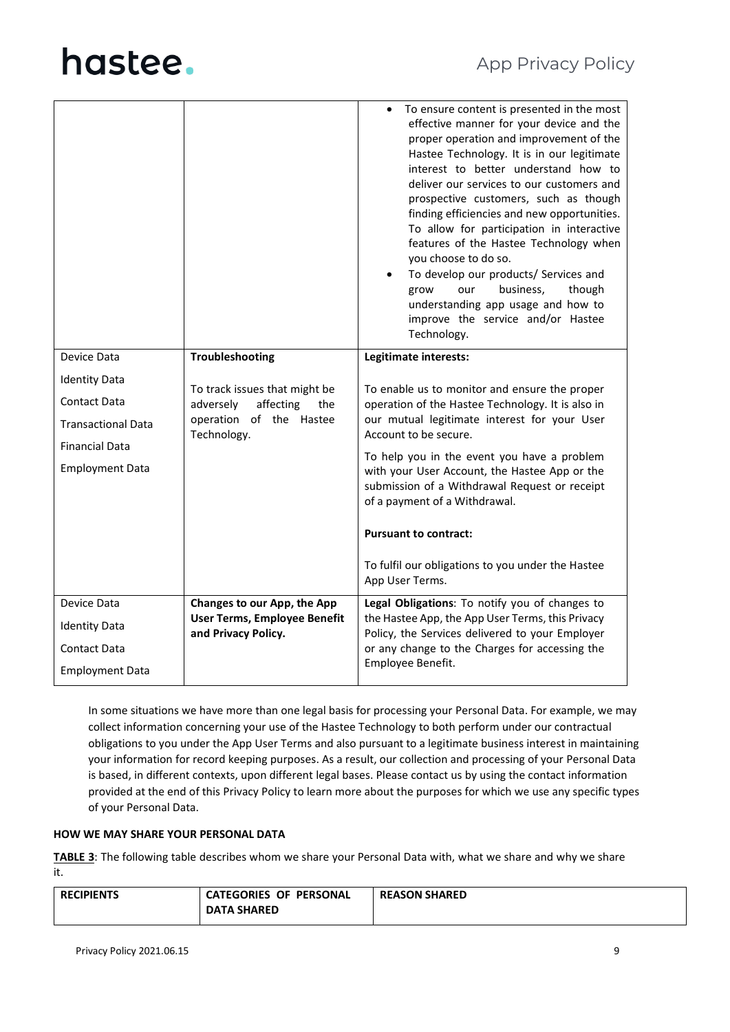| | | • To ensure content is presented in the most effective manner for your device and the proper operation and improvement of the Hastee Technology. It is in our legitimate interest to better understand how to deliver our services to our customers and prospective customers, such as though finding efficiencies and new opportunities. To allow for participation in interactive features of the Hastee Technology when you choose to do so.<br>• To develop our products/ Services and grow our business, though understanding app usage and how to improve the service and/or Hastee Technology. |
|---|---|---|
| Device Data<br>Identity Data<br>Contact Data<br>Transactional Data<br>Financial Data<br>Employment Data | **Troubleshooting**<br><br>To track issues that might be adversely affecting the operation of the Hastee Technology. | **Legitimate interests:**<br><br>To enable us to monitor and ensure the proper operation of the Hastee Technology. It is also in our mutual legitimate interest for your User Account to be secure.<br><br>To help you in the event you have a problem with your User Account, the Hastee App or the submission of a Withdrawal Request or receipt of a payment of a Withdrawal.<br><br>**Pursuant to contract:**<br><br>To fulfil our obligations to you under the Hastee App User Terms. |
| Device Data<br>Identity Data<br>Contact Data<br>Employment Data | **Changes to our App, the App User Terms, Employee Benefit and Privacy Policy.** | **Legal Obligations**: To notify you of changes to the Hastee App, the App User Terms, this Privacy Policy, the Services delivered to your Employer or any change to the Charges for accessing the Employee Benefit. |

In some situations we have more than one legal basis for processing your Personal Data. For example, we may collect information concerning your use of the Hastee Technology to both perform under our contractual obligations to you under the App User Terms and also pursuant to a legitimate business interest in maintaining your information for record keeping purposes. As a result, our collection and processing of your Personal Data is based, in different contexts, upon different legal bases. Please contact us by using the contact information provided at the end of this Privacy Policy to learn more about the purposes for which we use any specific types of your Personal Data.

**HOW WE MAY SHARE YOUR PERSONAL DATA**

**TABLE 3**: The following table describes whom we share your Personal Data with, what we share and why we share it.

| RECIPIENTS | CATEGORIES OF PERSONAL DATA SHARED | REASON SHARED |
|---|---|---|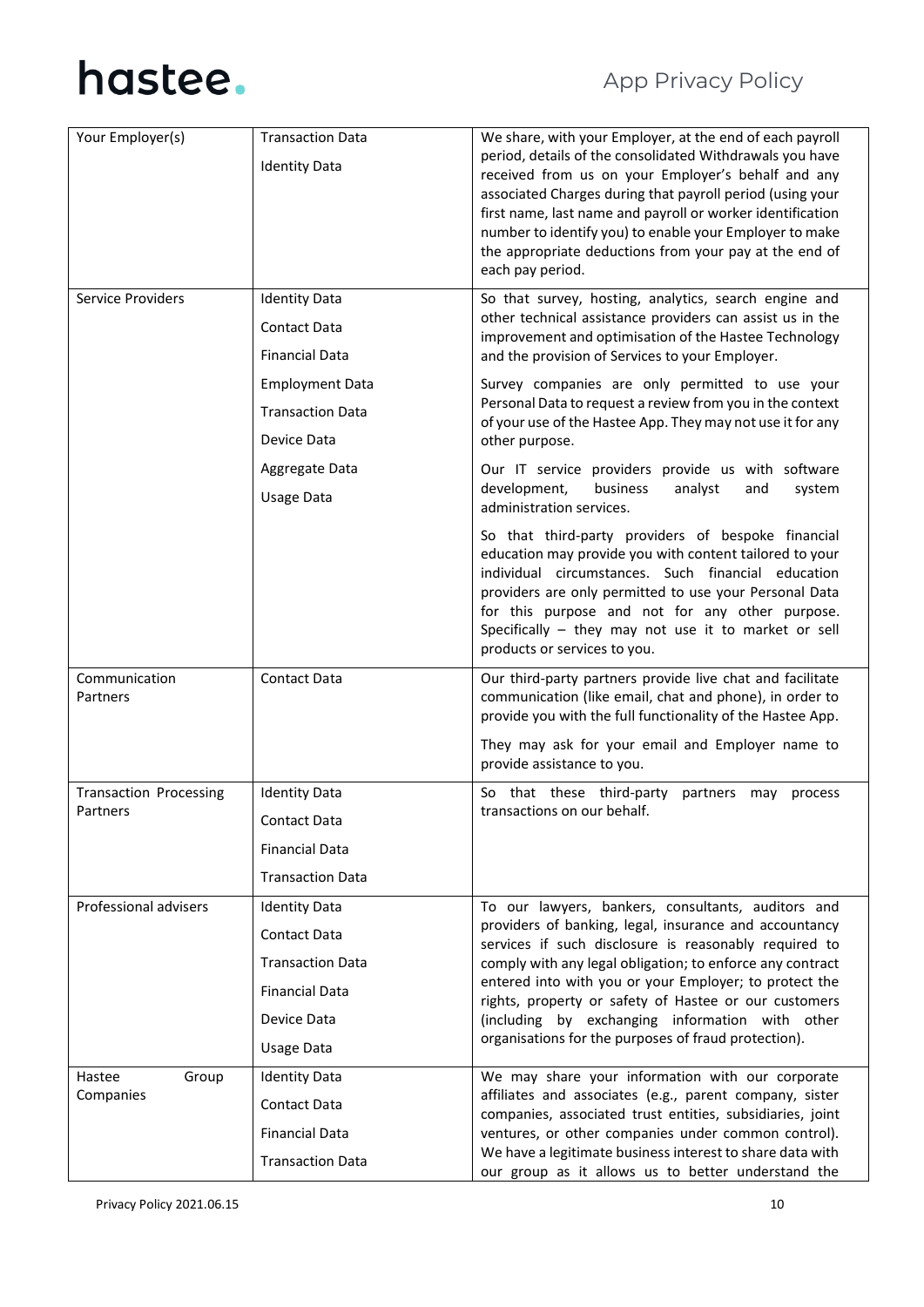| Your Employer(s) | Transaction Data<br><br>Identity Data | We share, with your Employer, at the end of each payroll period, details of the consolidated Withdrawals you have received from us on your Employer's behalf and any associated Charges during that payroll period (using your first name, last name and payroll or worker identification number to identify you) to enable your Employer to make the appropriate deductions from your pay at the end of each pay period. |
|---|---|---|
| Service Providers | Identity Data<br><br>Contact Data<br><br>Financial Data<br><br>Employment Data<br><br>Transaction Data<br><br>Device Data<br><br>Aggregate Data<br><br>Usage Data | So that survey, hosting, analytics, search engine and other technical assistance providers can assist us in the improvement and optimisation of the Hastee Technology and the provision of Services to your Employer.<br><br>Survey companies are only permitted to use your Personal Data to request a review from you in the context of your use of the Hastee App. They may not use it for any other purpose.<br><br>Our IT service providers provide us with software development, business analyst and system administration services.<br><br>So that third-party providers of bespoke financial education may provide you with content tailored to your individual circumstances. Such financial education providers are only permitted to use your Personal Data for this purpose and not for any other purpose. Specifically – they may not use it to market or sell products or services to you. |
| Communication Partners | Contact Data | Our third-party partners provide live chat and facilitate communication (like email, chat and phone), in order to provide you with the full functionality of the Hastee App.<br><br>They may ask for your email and Employer name to provide assistance to you. |
| Transaction Processing Partners | Identity Data<br><br>Contact Data<br><br>Financial Data<br><br>Transaction Data | So that these third-party partners may process transactions on our behalf. |
| Professional advisers | Identity Data<br><br>Contact Data<br><br>Transaction Data<br><br>Financial Data<br><br>Device Data<br><br>Usage Data | To our lawyers, bankers, consultants, auditors and providers of banking, legal, insurance and accountancy services if such disclosure is reasonably required to comply with any legal obligation; to enforce any contract entered into with you or your Employer; to protect the rights, property or safety of Hastee or our customers (including by exchanging information with other organisations for the purposes of fraud protection). |
| Hastee Group Companies | Identity Data<br><br>Contact Data<br><br>Financial Data<br><br>Transaction Data | We may share your information with our corporate affiliates and associates (e.g., parent company, sister companies, associated trust entities, subsidiaries, joint ventures, or other companies under common control). We have a legitimate business interest to share data with our group as it allows us to better understand the |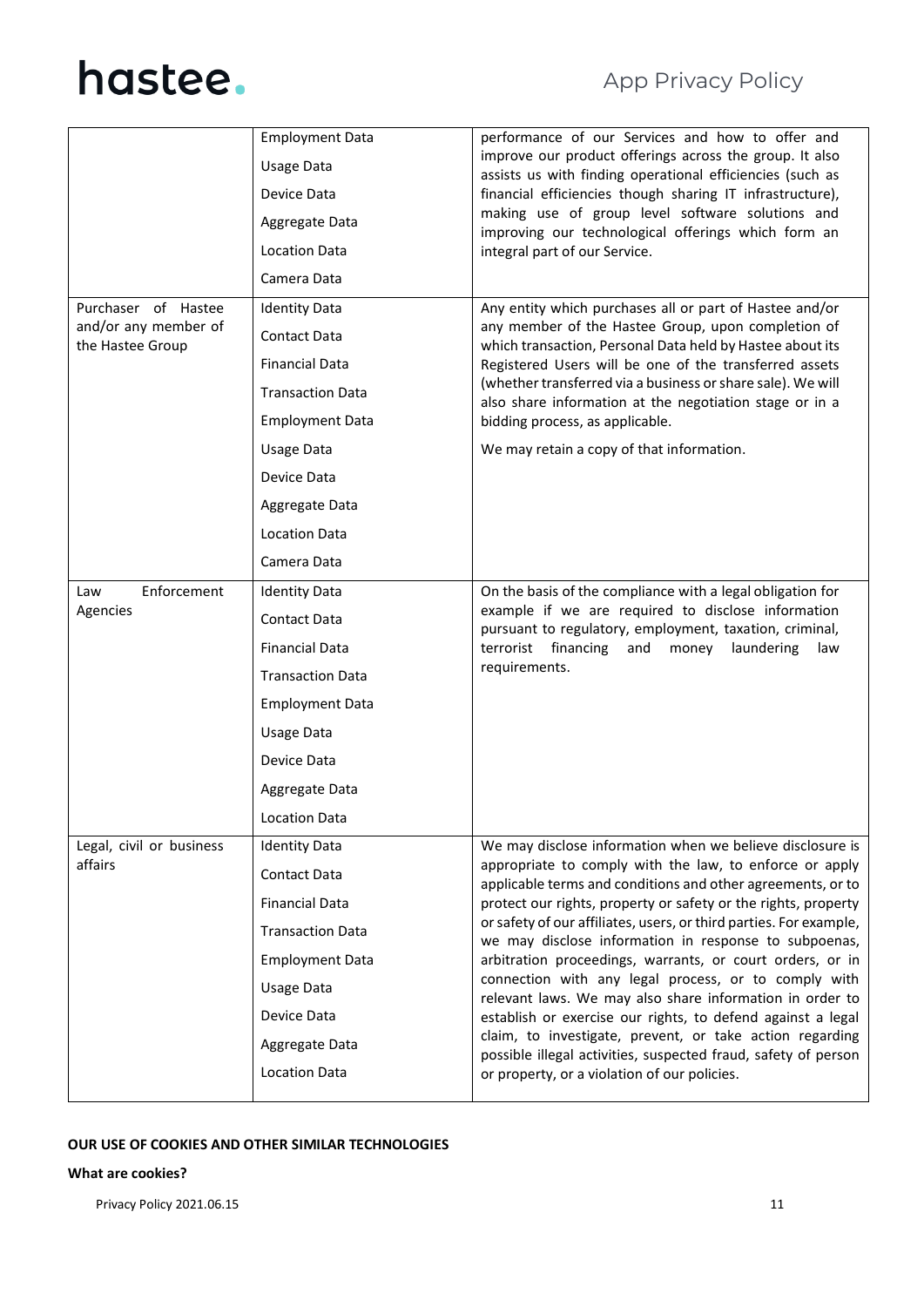| | | |
|---|---|---|
| | Employment Data<br>Usage Data<br>Device Data<br>Aggregate Data<br>Location Data<br>Camera Data | performance of our Services and how to offer and improve our product offerings across the group. It also assists us with finding operational efficiencies (such as financial efficiencies though sharing IT infrastructure), making use of group level software solutions and improving our technological offerings which form an integral part of our Service. |
| Purchaser of Hastee and/or any member of the Hastee Group | Identity Data<br>Contact Data<br>Financial Data<br>Transaction Data<br>Employment Data<br>Usage Data<br>Device Data<br>Aggregate Data<br>Location Data<br>Camera Data | Any entity which purchases all or part of Hastee and/or any member of the Hastee Group, upon completion of which transaction, Personal Data held by Hastee about its Registered Users will be one of the transferred assets (whether transferred via a business or share sale). We will also share information at the negotiation stage or in a bidding process, as applicable.<br><br>We may retain a copy of that information. |
| Law Enforcement Agencies | Identity Data<br>Contact Data<br>Financial Data<br>Transaction Data<br>Employment Data<br>Usage Data<br>Device Data<br>Aggregate Data<br>Location Data | On the basis of the compliance with a legal obligation for example if we are required to disclose information pursuant to regulatory, employment, taxation, criminal, terrorist financing and money laundering law requirements. |
| Legal, civil or business affairs | Identity Data<br>Contact Data<br>Financial Data<br>Transaction Data<br>Employment Data<br>Usage Data<br>Device Data<br>Aggregate Data<br>Location Data | We may disclose information when we believe disclosure is appropriate to comply with the law, to enforce or apply applicable terms and conditions and other agreements, or to protect our rights, property or safety or the rights, property or safety of our affiliates, users, or third parties. For example, we may disclose information in response to subpoenas, arbitration proceedings, warrants, or court orders, or in connection with any legal process, or to comply with relevant laws. We may also share information in order to establish or exercise our rights, to defend against a legal claim, to investigate, prevent, or take action regarding possible illegal activities, suspected fraud, safety of person or property, or a violation of our policies. |

**OUR USE OF COOKIES AND OTHER SIMILAR TECHNOLOGIES**

**What are cookies?**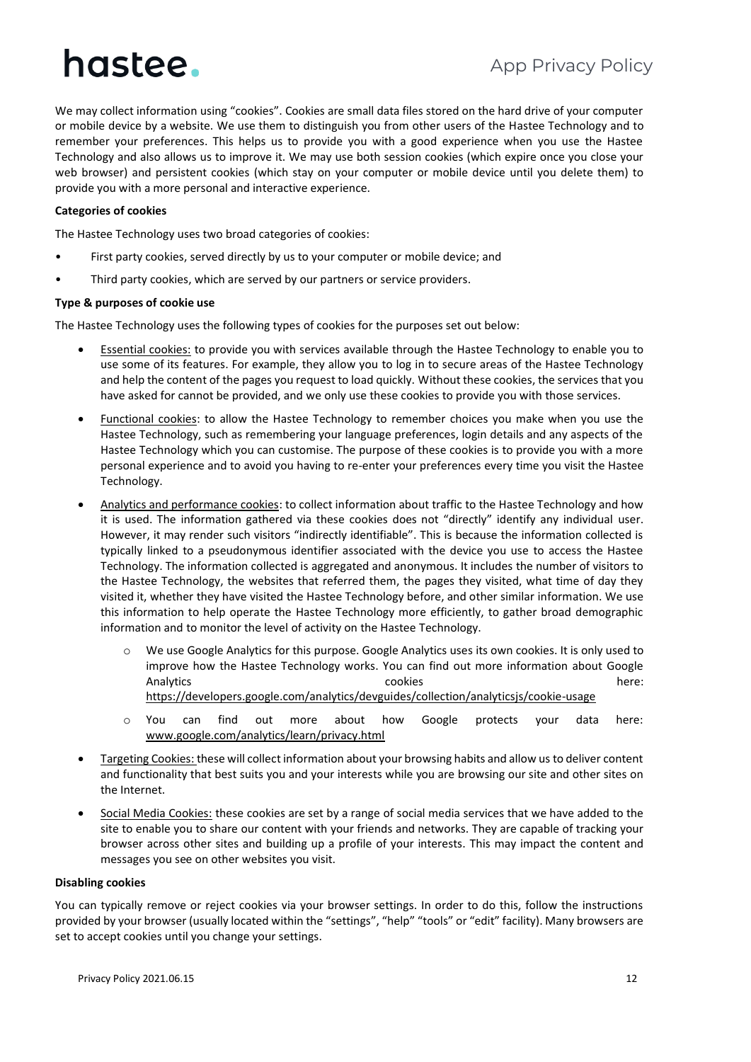We may collect information using "cookies". Cookies are small data files stored on the hard drive of your computer or mobile device by a website. We use them to distinguish you from other users of the Hastee Technology and to remember your preferences. This helps us to provide you with a good experience when you use the Hastee Technology and also allows us to improve it. We may use both session cookies (which expire once you close your web browser) and persistent cookies (which stay on your computer or mobile device until you delete them) to provide you with a more personal and interactive experience.

**Categories of cookies**

The Hastee Technology uses two broad categories of cookies:

- First party cookies, served directly by us to your computer or mobile device; and
- Third party cookies, which are served by our partners or service providers.

**Type & purposes of cookie use**

The Hastee Technology uses the following types of cookies for the purposes set out below:

- Essential cookies: to provide you with services available through the Hastee Technology to enable you to use some of its features. For example, they allow you to log in to secure areas of the Hastee Technology and help the content of the pages you request to load quickly. Without these cookies, the services that you have asked for cannot be provided, and we only use these cookies to provide you with those services.
- Functional cookies: to allow the Hastee Technology to remember choices you make when you use the Hastee Technology, such as remembering your language preferences, login details and any aspects of the Hastee Technology which you can customise. The purpose of these cookies is to provide you with a more personal experience and to avoid you having to re-enter your preferences every time you visit the Hastee Technology.
- Analytics and performance cookies: to collect information about traffic to the Hastee Technology and how it is used. The information gathered via these cookies does not "directly" identify any individual user. However, it may render such visitors "indirectly identifiable". This is because the information collected is typically linked to a pseudonymous identifier associated with the device you use to access the Hastee Technology. The information collected is aggregated and anonymous. It includes the number of visitors to the Hastee Technology, the websites that referred them, the pages they visited, what time of day they visited it, whether they have visited the Hastee Technology before, and other similar information. We use this information to help operate the Hastee Technology more efficiently, to gather broad demographic information and to monitor the level of activity on the Hastee Technology.
  - We use Google Analytics for this purpose. Google Analytics uses its own cookies. It is only used to improve how the Hastee Technology works. You can find out more information about Google Analytics cookies here: https://developers.google.com/analytics/devguides/collection/analyticsjs/cookie-usage
  - You can find out more about how Google protects your data here: www.google.com/analytics/learn/privacy.html
- Targeting Cookies: these will collect information about your browsing habits and allow us to deliver content and functionality that best suits you and your interests while you are browsing our site and other sites on the Internet.
- Social Media Cookies: these cookies are set by a range of social media services that we have added to the site to enable you to share our content with your friends and networks. They are capable of tracking your browser across other sites and building up a profile of your interests. This may impact the content and messages you see on other websites you visit.

**Disabling cookies**

You can typically remove or reject cookies via your browser settings. In order to do this, follow the instructions provided by your browser (usually located within the "settings", "help" "tools" or "edit" facility). Many browsers are set to accept cookies until you change your settings.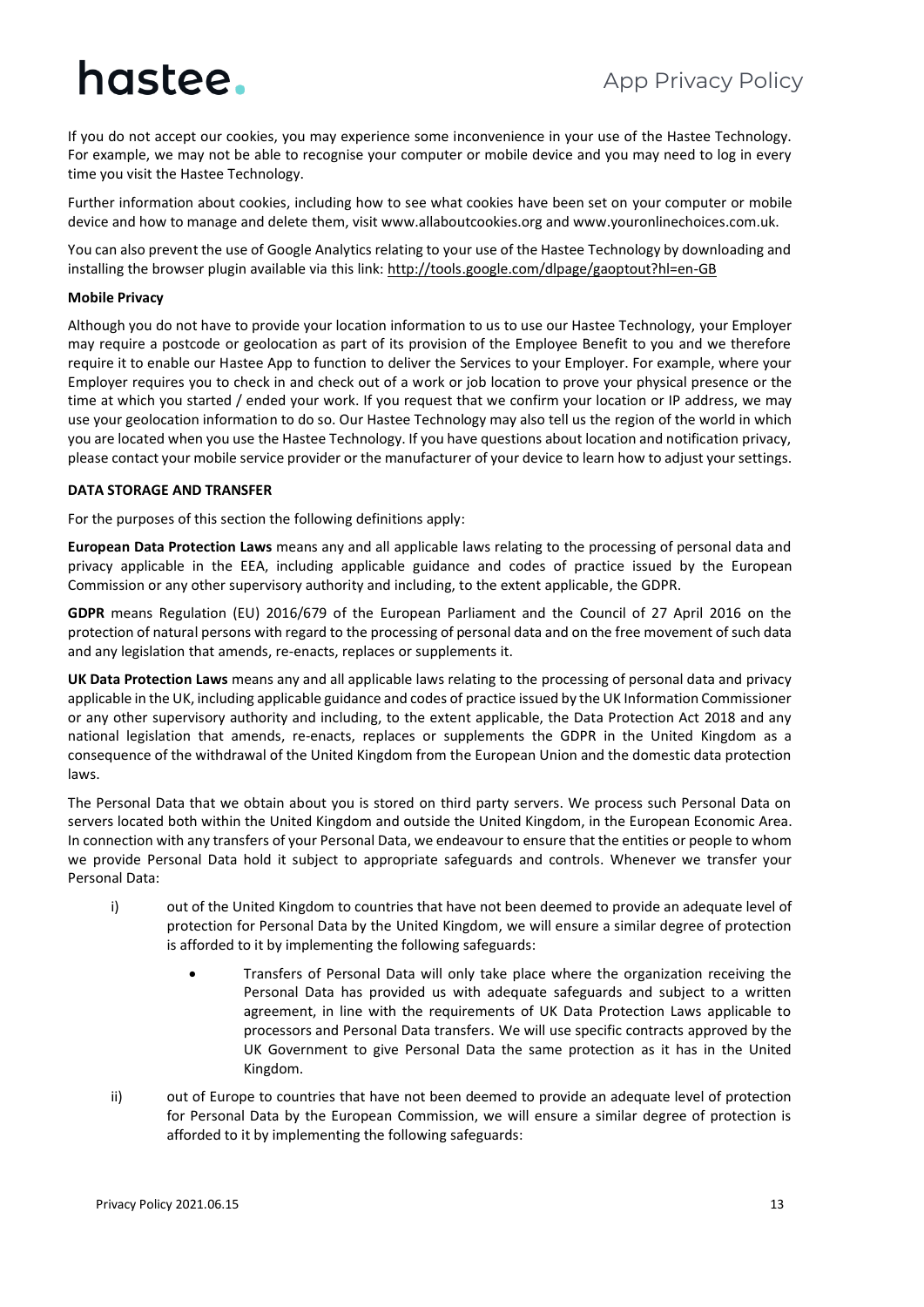If you do not accept our cookies, you may experience some inconvenience in your use of the Hastee Technology. For example, we may not be able to recognise your computer or mobile device and you may need to log in every time you visit the Hastee Technology.

Further information about cookies, including how to see what cookies have been set on your computer or mobile device and how to manage and delete them, visit www.allaboutcookies.org and www.youronlinechoices.com.uk.

You can also prevent the use of Google Analytics relating to your use of the Hastee Technology by downloading and installing the browser plugin available via this link: http://tools.google.com/dlpage/gaoptout?hl=en-GB

**Mobile Privacy**

Although you do not have to provide your location information to us to use our Hastee Technology, your Employer may require a postcode or geolocation as part of its provision of the Employee Benefit to you and we therefore require it to enable our Hastee App to function to deliver the Services to your Employer. For example, where your Employer requires you to check in and check out of a work or job location to prove your physical presence or the time at which you started / ended your work. If you request that we confirm your location or IP address, we may use your geolocation information to do so. Our Hastee Technology may also tell us the region of the world in which you are located when you use the Hastee Technology. If you have questions about location and notification privacy, please contact your mobile service provider or the manufacturer of your device to learn how to adjust your settings.

**DATA STORAGE AND TRANSFER**

For the purposes of this section the following definitions apply:

**European Data Protection Laws** means any and all applicable laws relating to the processing of personal data and privacy applicable in the EEA, including applicable guidance and codes of practice issued by the European Commission or any other supervisory authority and including, to the extent applicable, the GDPR.

**GDPR** means Regulation (EU) 2016/679 of the European Parliament and the Council of 27 April 2016 on the protection of natural persons with regard to the processing of personal data and on the free movement of such data and any legislation that amends, re-enacts, replaces or supplements it.

**UK Data Protection Laws** means any and all applicable laws relating to the processing of personal data and privacy applicable in the UK, including applicable guidance and codes of practice issued by the UK Information Commissioner or any other supervisory authority and including, to the extent applicable, the Data Protection Act 2018 and any national legislation that amends, re-enacts, replaces or supplements the GDPR in the United Kingdom as a consequence of the withdrawal of the United Kingdom from the European Union and the domestic data protection laws.

The Personal Data that we obtain about you is stored on third party servers. We process such Personal Data on servers located both within the United Kingdom and outside the United Kingdom, in the European Economic Area. In connection with any transfers of your Personal Data, we endeavour to ensure that the entities or people to whom we provide Personal Data hold it subject to appropriate safeguards and controls. Whenever we transfer your Personal Data:

i) out of the United Kingdom to countries that have not been deemed to provide an adequate level of protection for Personal Data by the United Kingdom, we will ensure a similar degree of protection is afforded to it by implementing the following safeguards:

   - Transfers of Personal Data will only take place where the organization receiving the Personal Data has provided us with adequate safeguards and subject to a written agreement, in line with the requirements of UK Data Protection Laws applicable to processors and Personal Data transfers. We will use specific contracts approved by the UK Government to give Personal Data the same protection as it has in the United Kingdom.

ii) out of Europe to countries that have not been deemed to provide an adequate level of protection for Personal Data by the European Commission, we will ensure a similar degree of protection is afforded to it by implementing the following safeguards: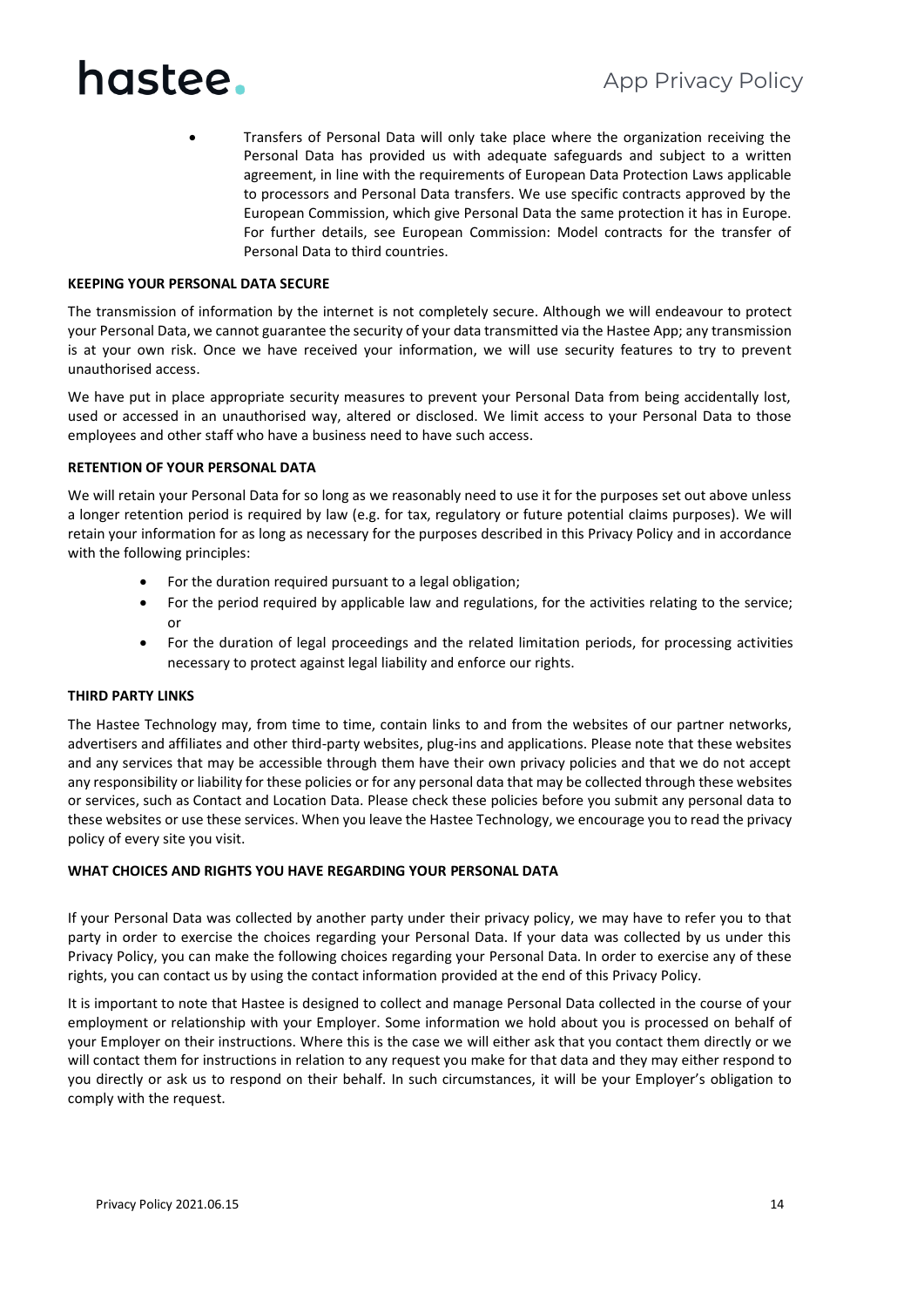- Transfers of Personal Data will only take place where the organization receiving the Personal Data has provided us with adequate safeguards and subject to a written agreement, in line with the requirements of European Data Protection Laws applicable to processors and Personal Data transfers. We use specific contracts approved by the European Commission, which give Personal Data the same protection it has in Europe. For further details, see European Commission: Model contracts for the transfer of Personal Data to third countries.

**KEEPING YOUR PERSONAL DATA SECURE**

The transmission of information by the internet is not completely secure. Although we will endeavour to protect your Personal Data, we cannot guarantee the security of your data transmitted via the Hastee App; any transmission is at your own risk. Once we have received your information, we will use security features to try to prevent unauthorised access.

We have put in place appropriate security measures to prevent your Personal Data from being accidentally lost, used or accessed in an unauthorised way, altered or disclosed. We limit access to your Personal Data to those employees and other staff who have a business need to have such access.

**RETENTION OF YOUR PERSONAL DATA**

We will retain your Personal Data for so long as we reasonably need to use it for the purposes set out above unless a longer retention period is required by law (e.g. for tax, regulatory or future potential claims purposes). We will retain your information for as long as necessary for the purposes described in this Privacy Policy and in accordance with the following principles:

- For the duration required pursuant to a legal obligation;
- For the period required by applicable law and regulations, for the activities relating to the service; or
- For the duration of legal proceedings and the related limitation periods, for processing activities necessary to protect against legal liability and enforce our rights.

**THIRD PARTY LINKS**

The Hastee Technology may, from time to time, contain links to and from the websites of our partner networks, advertisers and affiliates and other third-party websites, plug-ins and applications. Please note that these websites and any services that may be accessible through them have their own privacy policies and that we do not accept any responsibility or liability for these policies or for any personal data that may be collected through these websites or services, such as Contact and Location Data. Please check these policies before you submit any personal data to these websites or use these services. When you leave the Hastee Technology, we encourage you to read the privacy policy of every site you visit.

**WHAT CHOICES AND RIGHTS YOU HAVE REGARDING YOUR PERSONAL DATA**

If your Personal Data was collected by another party under their privacy policy, we may have to refer you to that party in order to exercise the choices regarding your Personal Data. If your data was collected by us under this Privacy Policy, you can make the following choices regarding your Personal Data. In order to exercise any of these rights, you can contact us by using the contact information provided at the end of this Privacy Policy.

It is important to note that Hastee is designed to collect and manage Personal Data collected in the course of your employment or relationship with your Employer. Some information we hold about you is processed on behalf of your Employer on their instructions. Where this is the case we will either ask that you contact them directly or we will contact them for instructions in relation to any request you make for that data and they may either respond to you directly or ask us to respond on their behalf. In such circumstances, it will be your Employer's obligation to comply with the request.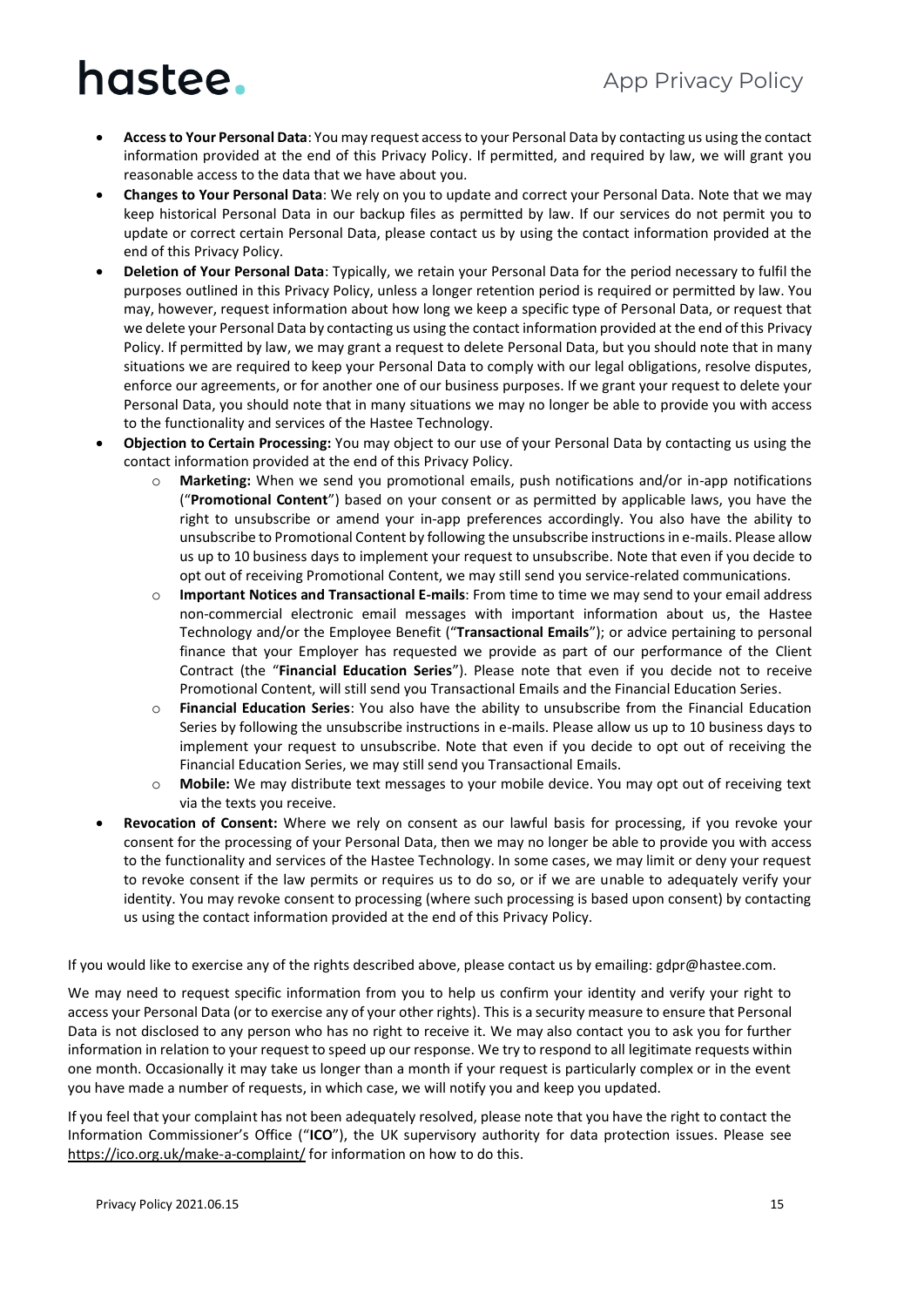- **Access to Your Personal Data**: You may request access to your Personal Data by contacting us using the contact information provided at the end of this Privacy Policy. If permitted, and required by law, we will grant you reasonable access to the data that we have about you.
- **Changes to Your Personal Data**: We rely on you to update and correct your Personal Data. Note that we may keep historical Personal Data in our backup files as permitted by law. If our services do not permit you to update or correct certain Personal Data, please contact us by using the contact information provided at the end of this Privacy Policy.
- **Deletion of Your Personal Data**: Typically, we retain your Personal Data for the period necessary to fulfil the purposes outlined in this Privacy Policy, unless a longer retention period is required or permitted by law. You may, however, request information about how long we keep a specific type of Personal Data, or request that we delete your Personal Data by contacting us using the contact information provided at the end of this Privacy Policy. If permitted by law, we may grant a request to delete Personal Data, but you should note that in many situations we are required to keep your Personal Data to comply with our legal obligations, resolve disputes, enforce our agreements, or for another one of our business purposes. If we grant your request to delete your Personal Data, you should note that in many situations we may no longer be able to provide you with access to the functionality and services of the Hastee Technology.
- **Objection to Certain Processing:** You may object to our use of your Personal Data by contacting us using the contact information provided at the end of this Privacy Policy.
  - **Marketing:** When we send you promotional emails, push notifications and/or in-app notifications ("**Promotional Content**") based on your consent or as permitted by applicable laws, you have the right to unsubscribe or amend your in-app preferences accordingly. You also have the ability to unsubscribe to Promotional Content by following the unsubscribe instructions in e-mails. Please allow us up to 10 business days to implement your request to unsubscribe. Note that even if you decide to opt out of receiving Promotional Content, we may still send you service-related communications.
  - **Important Notices and Transactional E-mails**: From time to time we may send to your email address non-commercial electronic email messages with important information about us, the Hastee Technology and/or the Employee Benefit ("**Transactional Emails**"); or advice pertaining to personal finance that your Employer has requested we provide as part of our performance of the Client Contract (the "**Financial Education Series**"). Please note that even if you decide not to receive Promotional Content, will still send you Transactional Emails and the Financial Education Series.
  - **Financial Education Series**: You also have the ability to unsubscribe from the Financial Education Series by following the unsubscribe instructions in e-mails. Please allow us up to 10 business days to implement your request to unsubscribe. Note that even if you decide to opt out of receiving the Financial Education Series, we may still send you Transactional Emails.
  - **Mobile:** We may distribute text messages to your mobile device. You may opt out of receiving text via the texts you receive.
- **Revocation of Consent:** Where we rely on consent as our lawful basis for processing, if you revoke your consent for the processing of your Personal Data, then we may no longer be able to provide you with access to the functionality and services of the Hastee Technology. In some cases, we may limit or deny your request to revoke consent if the law permits or requires us to do so, or if we are unable to adequately verify your identity. You may revoke consent to processing (where such processing is based upon consent) by contacting us using the contact information provided at the end of this Privacy Policy.

If you would like to exercise any of the rights described above, please contact us by emailing: gdpr@hastee.com.

We may need to request specific information from you to help us confirm your identity and verify your right to access your Personal Data (or to exercise any of your other rights). This is a security measure to ensure that Personal Data is not disclosed to any person who has no right to receive it. We may also contact you to ask you for further information in relation to your request to speed up our response. We try to respond to all legitimate requests within one month. Occasionally it may take us longer than a month if your request is particularly complex or in the event you have made a number of requests, in which case, we will notify you and keep you updated.

If you feel that your complaint has not been adequately resolved, please note that you have the right to contact the Information Commissioner's Office ("**ICO**"), the UK supervisory authority for data protection issues. Please see https://ico.org.uk/make-a-complaint/ for information on how to do this.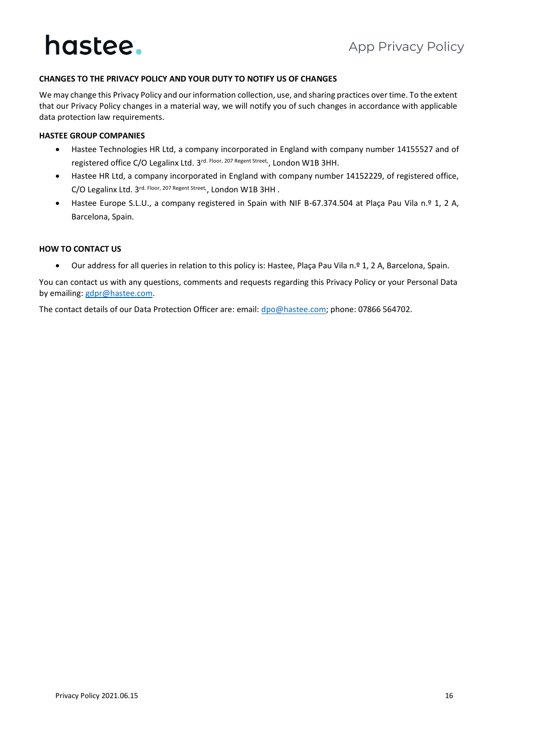**CHANGES TO THE PRIVACY POLICY AND YOUR DUTY TO NOTIFY US OF CHANGES**

We may change this Privacy Policy and our information collection, use, and sharing practices over time. To the extent that our Privacy Policy changes in a material way, we will notify you of such changes in accordance with applicable data protection law requirements.

**HASTEE GROUP COMPANIES**

- Hastee Technologies HR Ltd, a company incorporated in England with company number 14155527 and of registered office C/O Legalinx Ltd. 3rd. Floor, 207 Regent Street,, London W1B 3HH.
- Hastee HR Ltd, a company incorporated in England with company number 14152229, of registered office, C/O Legalinx Ltd. 3rd. Floor, 207 Regent Street,, London W1B 3HH .
- Hastee Europe S.L.U., a company registered in Spain with NIF B-67.374.504 at Plaça Pau Vila n.º 1, 2 A, Barcelona, Spain.

**HOW TO CONTACT US**

- Our address for all queries in relation to this policy is: Hastee, Plaça Pau Vila n.º 1, 2 A, Barcelona, Spain.

You can contact us with any questions, comments and requests regarding this Privacy Policy or your Personal Data by emailing: gdpr@hastee.com.

The contact details of our Data Protection Officer are: email: dpo@hastee.com; phone: 07866 564702.